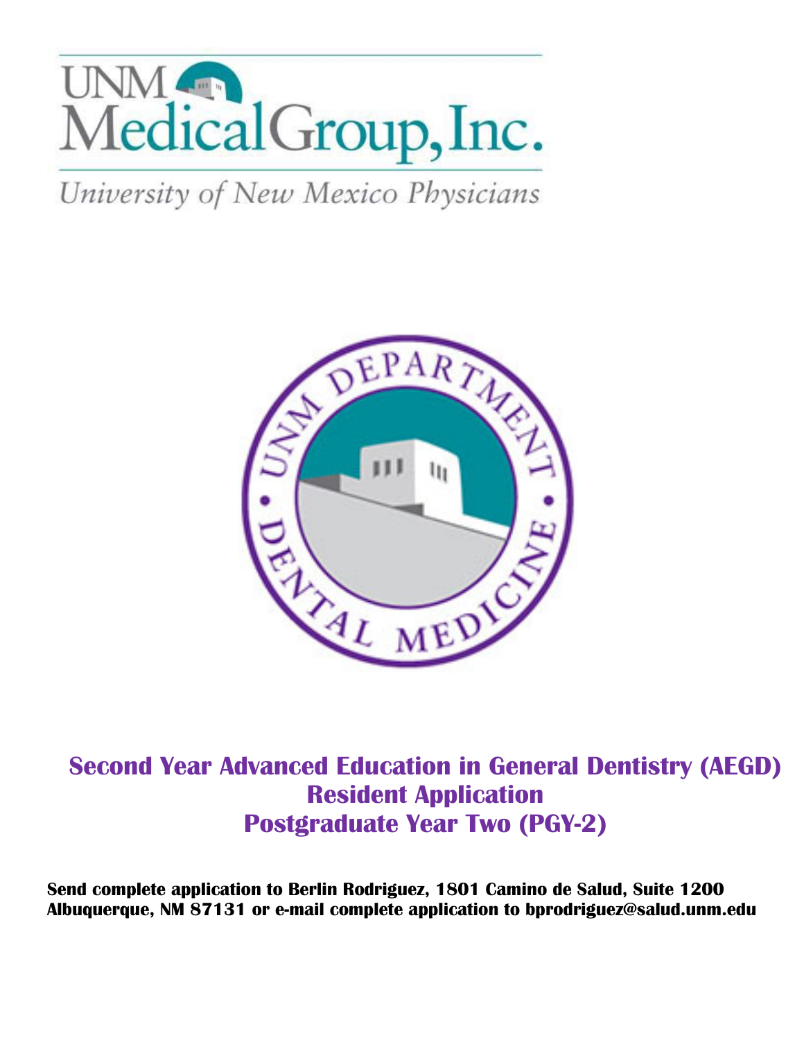UNM Medical Group, Inc.

University of New Mexico Physicians

UNM DEPARTMENT • DENTAL MEDICINE •

# Second Year Advanced Education in General Dentistry (AEGD) Resident Application Postgraduate Year Two (PGY-2)

**Send complete application to Berlin Rodriguez, 1801 Camino de Salud, Suite 1200 Albuquerque, NM 87131 or e-mail complete application to bprodriguez@salud.unm.edu**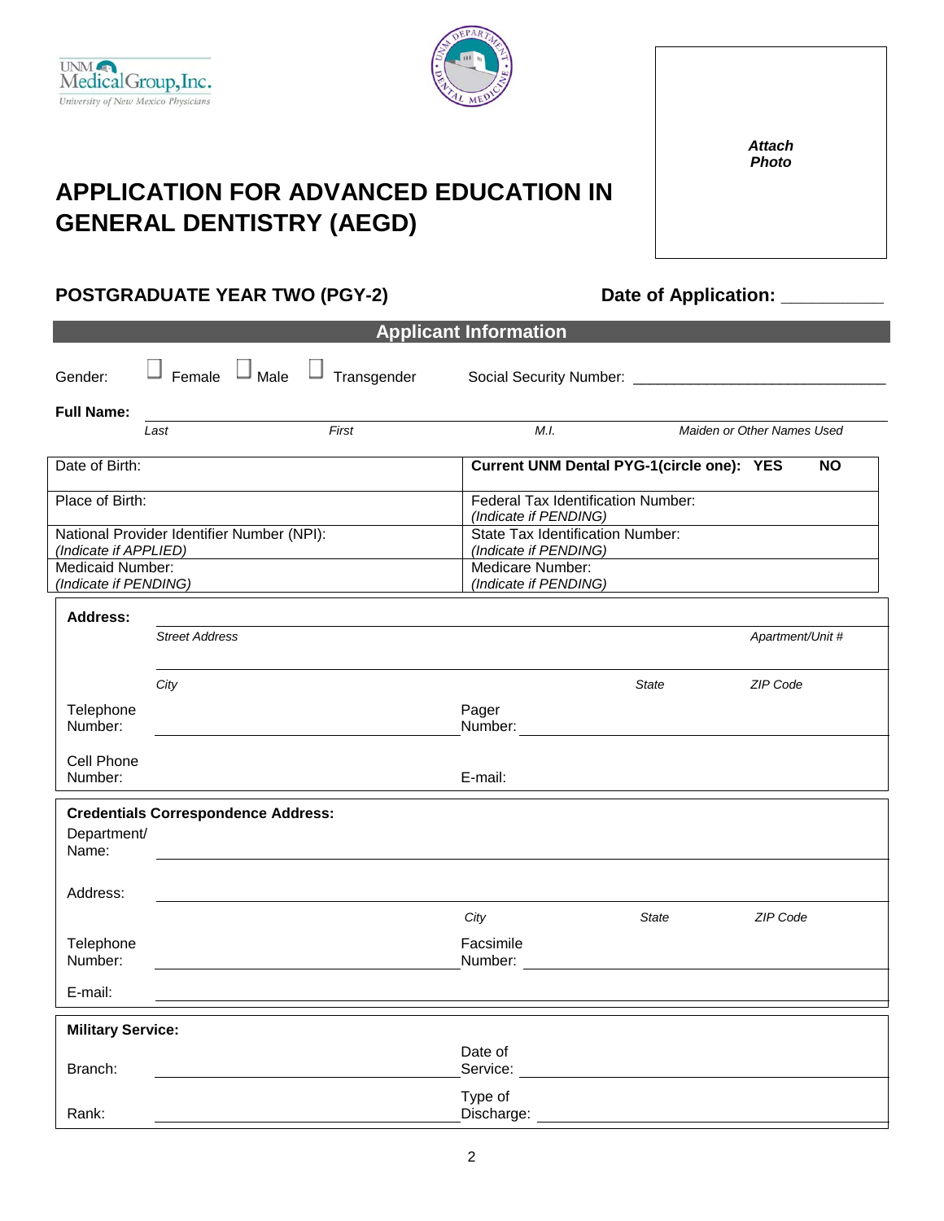Attach Photo

# APPLICATION FOR ADVANCED EDUCATION IN GENERAL DENTISTRY (AEGD)

## POSTGRADUATE YEAR TWO (PGY-2)

**Date of Application:** __________

## Applicant Information

Gender: ☐ Female ☐ Male ☐ Transgender Social Security Number: ______________________________

**Full Name:** ______________________________

*Last* *First* *M.I.* *Maiden or Other Names Used*

| | |
|---|---|
| Date of Birth: | **Current UNM Dental PYG-1(circle one): YES NO** |
| Place of Birth: | Federal Tax Identification Number: *(Indicate if PENDING)* |
| National Provider Identifier Number (NPI): *(Indicate if APPLIED)* | State Tax Identification Number: *(Indicate if PENDING)* |
| Medicaid Number: *(Indicate if PENDING)* | Medicare Number: *(Indicate if PENDING)* |

**Address:** ______________________________

*Street Address* *Apartment/Unit #*

______________________________

*City* *State* *ZIP Code*

Telephone Number: ______________ Pager Number: ______________

Cell Phone Number: ______________ E-mail: ______________

**Credentials Correspondence Address:**

Department/ Name: ______________________________

Address: ______________________________

*City* *State* *ZIP Code*

Telephone Number: ______________ Facsimile Number: ______________

E-mail: ______________________________

**Military Service:**

Branch: ______________ Date of Service: ______________

Rank: ______________ Type of Discharge: ______________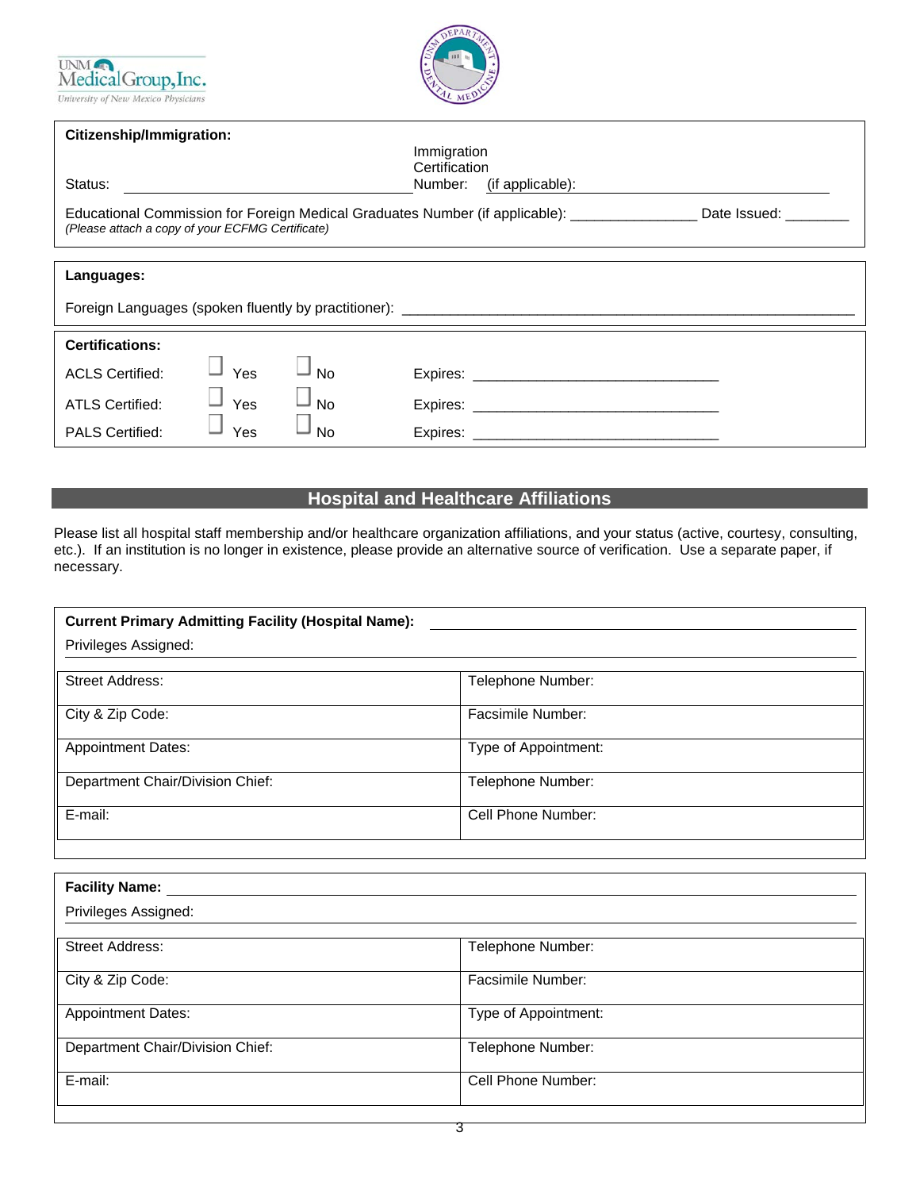**Citizenship/Immigration:**

Status: ______________________________ Immigration Certification Number: (if applicable): ______________________________

Educational Commission for Foreign Medical Graduates Number (if applicable): _______________ Date Issued: ________
*(Please attach a copy of your ECFMG Certificate)*

**Languages:**

Foreign Languages (spoken fluently by practitioner): ____________________________________________________________

**Certifications:**

| | | | |
|---|---|---|---|
| ACLS Certified: | ☐ Yes | ☐ No | Expires: ______________________________ |
| ATLS Certified: | ☐ Yes | ☐ No | Expires: ______________________________ |
| PALS Certified: | ☐ Yes | ☐ No | Expires: ______________________________ |

## Hospital and Healthcare Affiliations

Please list all hospital staff membership and/or healthcare organization affiliations, and your status (active, courtesy, consulting, etc.). If an institution is no longer in existence, please provide an alternative source of verification. Use a separate paper, if necessary.

**Current Primary Admitting Facility (Hospital Name):** ______________________________

Privileges Assigned: ______________________________

| | |
|---|---|
| Street Address: | Telephone Number: |
| City & Zip Code: | Facsimile Number: |
| Appointment Dates: | Type of Appointment: |
| Department Chair/Division Chief: | Telephone Number: |
| E-mail: | Cell Phone Number: |

**Facility Name:** ______________________________

Privileges Assigned: ______________________________

| | |
|---|---|
| Street Address: | Telephone Number: |
| City & Zip Code: | Facsimile Number: |
| Appointment Dates: | Type of Appointment: |
| Department Chair/Division Chief: | Telephone Number: |
| E-mail: | Cell Phone Number: |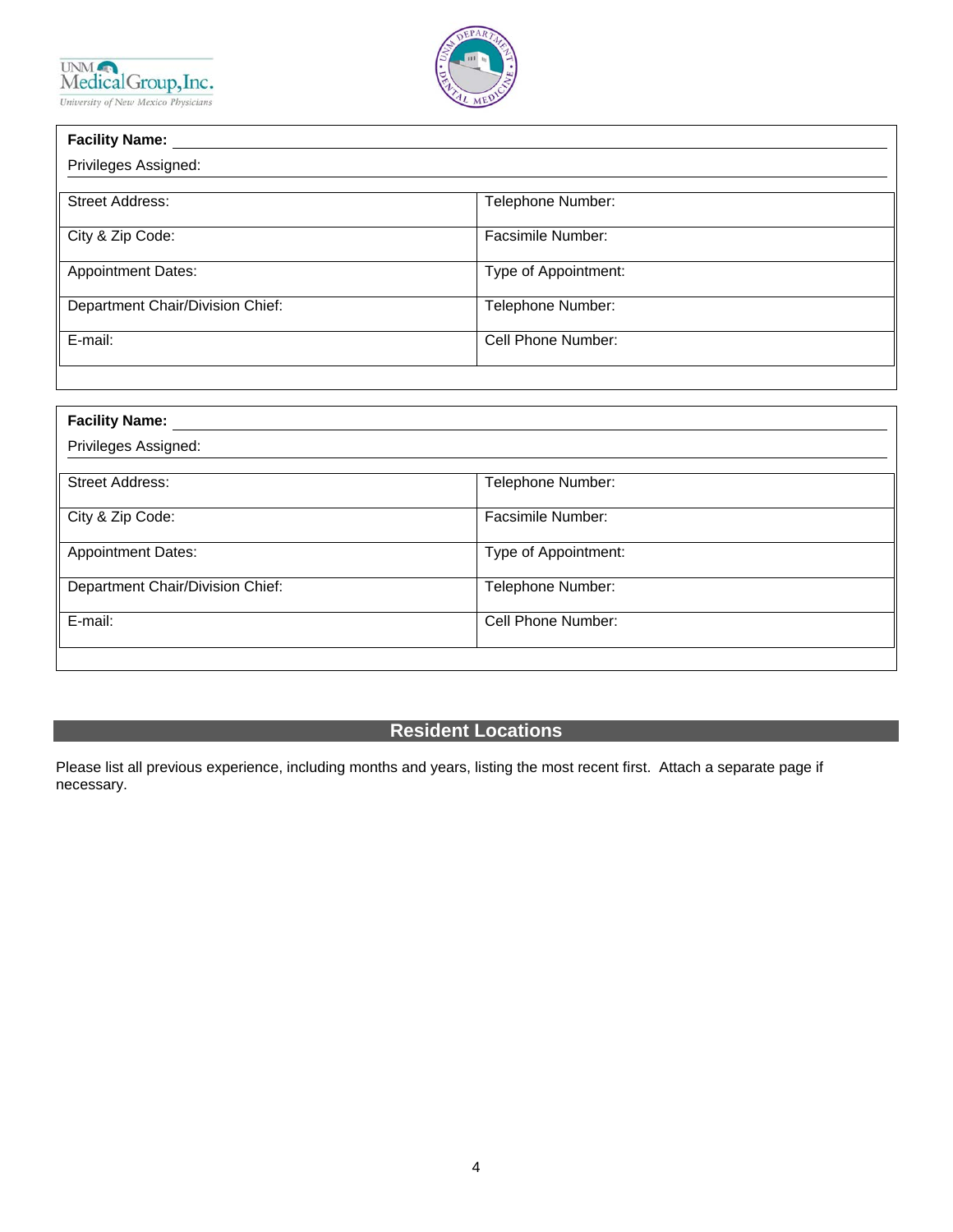**Facility Name:**

Privileges Assigned:

| | |
|---|---|
| Street Address: | Telephone Number: |
| City & Zip Code: | Facsimile Number: |
| Appointment Dates: | Type of Appointment: |
| Department Chair/Division Chief: | Telephone Number: |
| E-mail: | Cell Phone Number: |

**Facility Name:**

Privileges Assigned:

| | |
|---|---|
| Street Address: | Telephone Number: |
| City & Zip Code: | Facsimile Number: |
| Appointment Dates: | Type of Appointment: |
| Department Chair/Division Chief: | Telephone Number: |
| E-mail: | Cell Phone Number: |

## Resident Locations

Please list all previous experience, including months and years, listing the most recent first. Attach a separate page if necessary.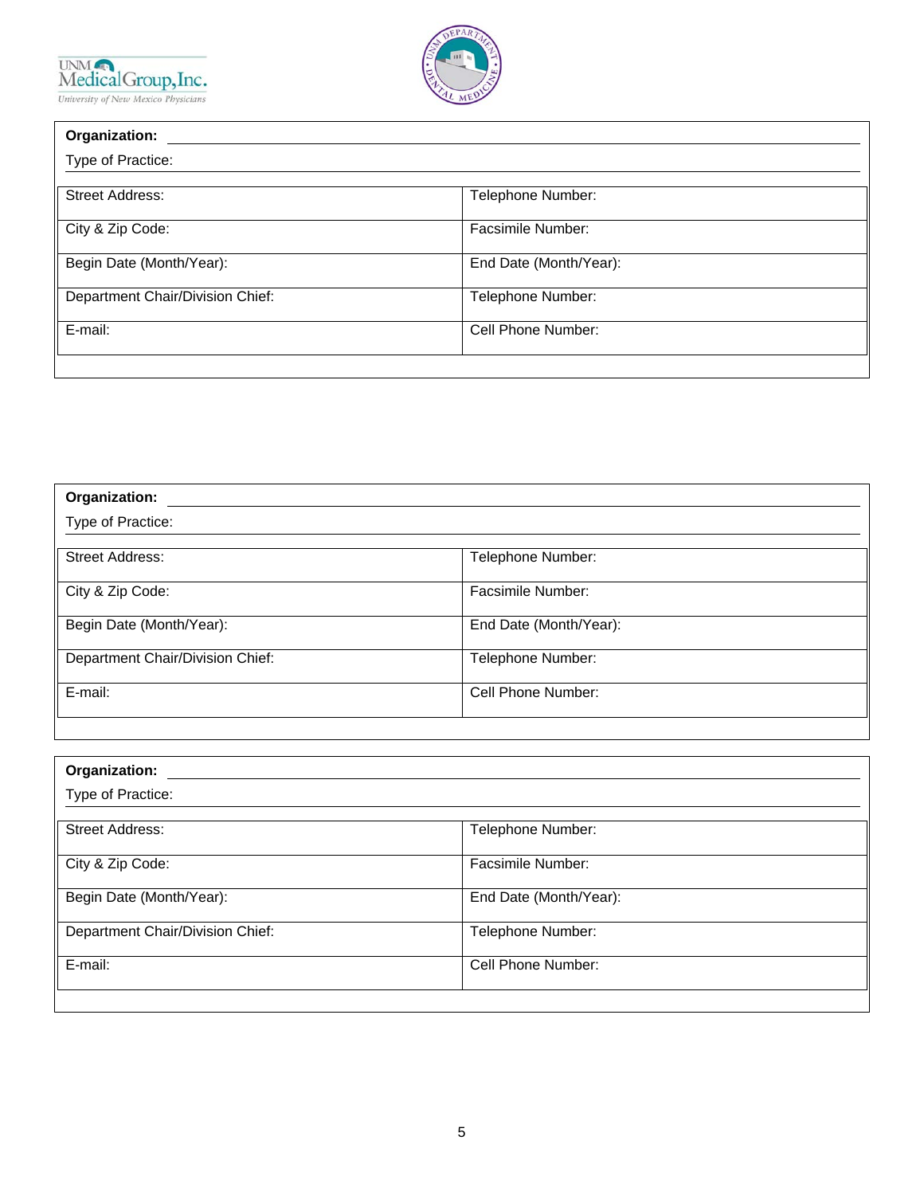**Organization:**

Type of Practice:

| | |
|---|---|
| Street Address: | Telephone Number: |
| City & Zip Code: | Facsimile Number: |
| Begin Date (Month/Year): | End Date (Month/Year): |
| Department Chair/Division Chief: | Telephone Number: |
| E-mail: | Cell Phone Number: |

**Organization:**

Type of Practice:

| | |
|---|---|
| Street Address: | Telephone Number: |
| City & Zip Code: | Facsimile Number: |
| Begin Date (Month/Year): | End Date (Month/Year): |
| Department Chair/Division Chief: | Telephone Number: |
| E-mail: | Cell Phone Number: |

**Organization:**

Type of Practice:

| | |
|---|---|
| Street Address: | Telephone Number: |
| City & Zip Code: | Facsimile Number: |
| Begin Date (Month/Year): | End Date (Month/Year): |
| Department Chair/Division Chief: | Telephone Number: |
| E-mail: | Cell Phone Number: |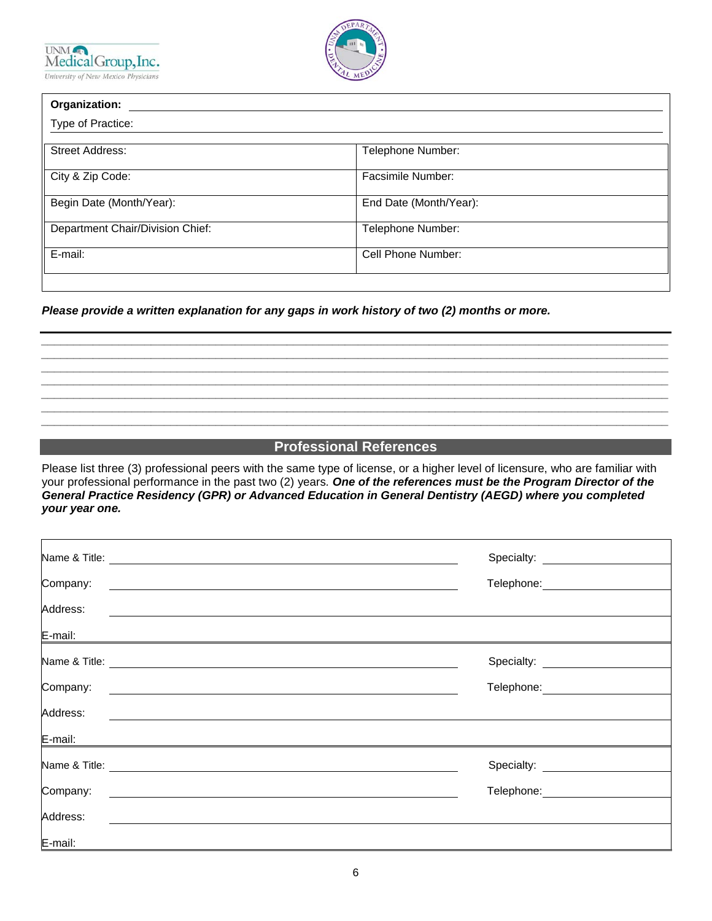**Organization:** ______________________________________________

Type of Practice: ______________________________________________

| | |
|---|---|
| Street Address: | Telephone Number: |
| City & Zip Code: | Facsimile Number: |
| Begin Date (Month/Year): | End Date (Month/Year): |
| Department Chair/Division Chief: | Telephone Number: |
| E-mail: | Cell Phone Number: |

***Please provide a written explanation for any gaps in work history of two (2) months or more.***

______________________________________________

______________________________________________

______________________________________________

______________________________________________

______________________________________________

______________________________________________

______________________________________________

## Professional References

Please list three (3) professional peers with the same type of license, or a higher level of licensure, who are familiar with your professional performance in the past two (2) years. ***One of the references must be the Program Director of the General Practice Residency (GPR) or Advanced Education in General Dentistry (AEGD) where you completed your year one.***

| | |
|---|---|
| Name & Title: | Specialty: |
| Company: | Telephone: |
| Address: | |
| E-mail: | |
| Name & Title: | Specialty: |
| Company: | Telephone: |
| Address: | |
| E-mail: | |
| Name & Title: | Specialty: |
| Company: | Telephone: |
| Address: | |
| E-mail: | |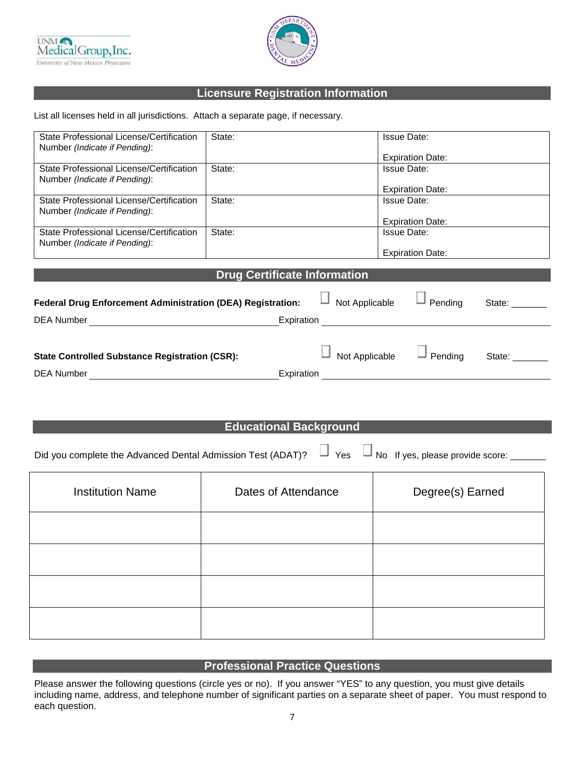## Licensure Registration Information

List all licenses held in all jurisdictions. Attach a separate page, if necessary.

| | | |
|---|---|---|
| State Professional License/Certification Number *(Indicate if Pending)*: | State: | Issue Date:<br><br>Expiration Date: |
| State Professional License/Certification Number *(Indicate if Pending)*: | State: | Issue Date:<br><br>Expiration Date: |
| State Professional License/Certification Number *(Indicate if Pending)*: | State: | Issue Date:<br><br>Expiration Date: |
| State Professional License/Certification Number *(Indicate if Pending)*: | State: | Issue Date:<br><br>Expiration Date: |

## Drug Certificate Information

**Federal Drug Enforcement Administration (DEA) Registration:** ☐ Not Applicable ☐ Pending State: _______

DEA Number ________________________________ Expiration ________________________________

**State Controlled Substance Registration (CSR):** ☐ Not Applicable ☐ Pending State: _______

DEA Number ________________________________ Expiration ________________________________

## Educational Background

Did you complete the Advanced Dental Admission Test (ADAT)? ☐ Yes ☐ No If yes, please provide score: _______

| Institution Name | Dates of Attendance | Degree(s) Earned |
|---|---|---|
| | | |
| | | |
| | | |
| | | |

## Professional Practice Questions

Please answer the following questions (circle yes or no). If you answer "YES" to any question, you must give details including name, address, and telephone number of significant parties on a separate sheet of paper. You must respond to each question.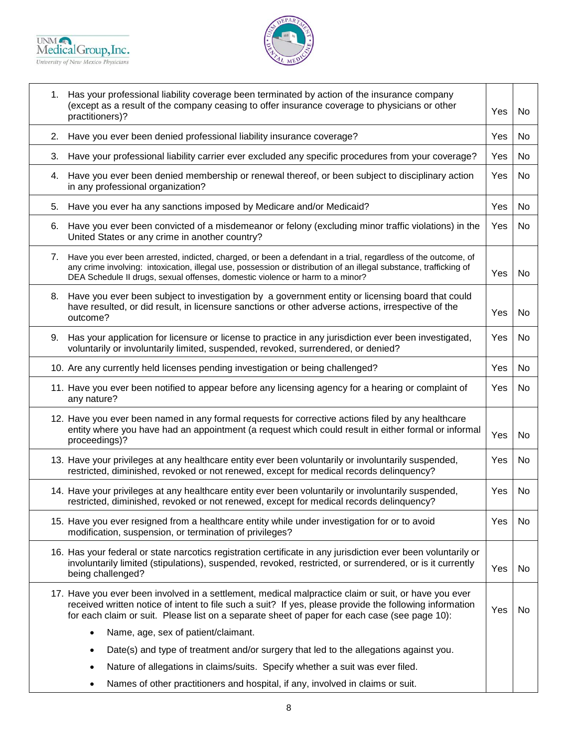| | | |
|---|---|---|
| 1. Has your professional liability coverage been terminated by action of the insurance company (except as a result of the company ceasing to offer insurance coverage to physicians or other practitioners)? | Yes | No |
| 2. Have you ever been denied professional liability insurance coverage? | Yes | No |
| 3. Have your professional liability carrier ever excluded any specific procedures from your coverage? | Yes | No |
| 4. Have you ever been denied membership or renewal thereof, or been subject to disciplinary action in any professional organization? | Yes | No |
| 5. Have you ever ha any sanctions imposed by Medicare and/or Medicaid? | Yes | No |
| 6. Have you ever been convicted of a misdemeanor or felony (excluding minor traffic violations) in the United States or any crime in another country? | Yes | No |
| 7. Have you ever been arrested, indicted, charged, or been a defendant in a trial, regardless of the outcome, of any crime involving: intoxication, illegal use, possession or distribution of an illegal substance, trafficking of DEA Schedule II drugs, sexual offenses, domestic violence or harm to a minor? | Yes | No |
| 8. Have you ever been subject to investigation by a government entity or licensing board that could have resulted, or did result, in licensure sanctions or other adverse actions, irrespective of the outcome? | Yes | No |
| 9. Has your application for licensure or license to practice in any jurisdiction ever been investigated, voluntarily or involuntarily limited, suspended, revoked, surrendered, or denied? | Yes | No |
| 10. Are any currently held licenses pending investigation or being challenged? | Yes | No |
| 11. Have you ever been notified to appear before any licensing agency for a hearing or complaint of any nature? | Yes | No |
| 12. Have you ever been named in any formal requests for corrective actions filed by any healthcare entity where you have had an appointment (a request which could result in either formal or informal proceedings)? | Yes | No |
| 13. Have your privileges at any healthcare entity ever been voluntarily or involuntarily suspended, restricted, diminished, revoked or not renewed, except for medical records delinquency? | Yes | No |
| 14. Have your privileges at any healthcare entity ever been voluntarily or involuntarily suspended, restricted, diminished, revoked or not renewed, except for medical records delinquency? | Yes | No |
| 15. Have you ever resigned from a healthcare entity while under investigation for or to avoid modification, suspension, or termination of privileges? | Yes | No |
| 16. Has your federal or state narcotics registration certificate in any jurisdiction ever been voluntarily or involuntarily limited (stipulations), suspended, revoked, restricted, or surrendered, or is it currently being challenged? | Yes | No |
| 17. Have you ever been involved in a settlement, medical malpractice claim or suit, or have you ever received written notice of intent to file such a suit? If yes, please provide the following information for each claim or suit. Please list on a separate sheet of paper for each case (see page 10): <br>• Name, age, sex of patient/claimant. <br>• Date(s) and type of treatment and/or surgery that led to the allegations against you. <br>• Nature of allegations in claims/suits. Specify whether a suit was ever filed. <br>• Names of other practitioners and hospital, if any, involved in claims or suit. | Yes | No |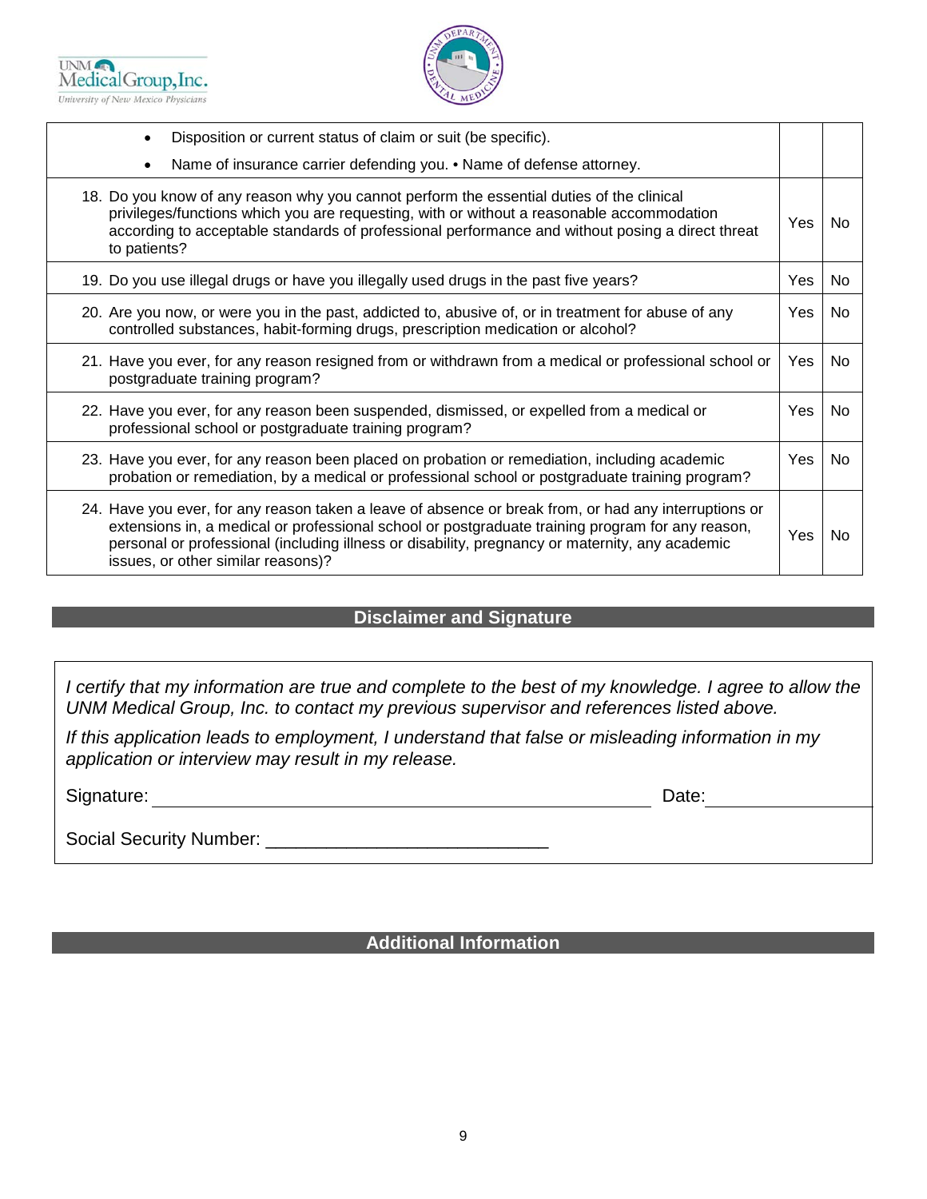| | | |
|---|---|---|
| • Disposition or current status of claim or suit (be specific).<br>• Name of insurance carrier defending you. • Name of defense attorney. | | |
| 18. Do you know of any reason why you cannot perform the essential duties of the clinical privileges/functions which you are requesting, with or without a reasonable accommodation according to acceptable standards of professional performance and without posing a direct threat to patients? | Yes | No |
| 19. Do you use illegal drugs or have you illegally used drugs in the past five years? | Yes | No |
| 20. Are you now, or were you in the past, addicted to, abusive of, or in treatment for abuse of any controlled substances, habit-forming drugs, prescription medication or alcohol? | Yes | No |
| 21. Have you ever, for any reason resigned from or withdrawn from a medical or professional school or postgraduate training program? | Yes | No |
| 22. Have you ever, for any reason been suspended, dismissed, or expelled from a medical or professional school or postgraduate training program? | Yes | No |
| 23. Have you ever, for any reason been placed on probation or remediation, including academic probation or remediation, by a medical or professional school or postgraduate training program? | Yes | No |
| 24. Have you ever, for any reason taken a leave of absence or break from, or had any interruptions or extensions in, a medical or professional school or postgraduate training program for any reason, personal or professional (including illness or disability, pregnancy or maternity, any academic issues, or other similar reasons)? | Yes | No |

## Disclaimer and Signature

*I certify that my information are true and complete to the best of my knowledge. I agree to allow the UNM Medical Group, Inc. to contact my previous supervisor and references listed above.*

*If this application leads to employment, I understand that false or misleading information in my application or interview may result in my release.*

Signature: ______________________________ Date: ______________

Social Security Number: ____________________________

## Additional Information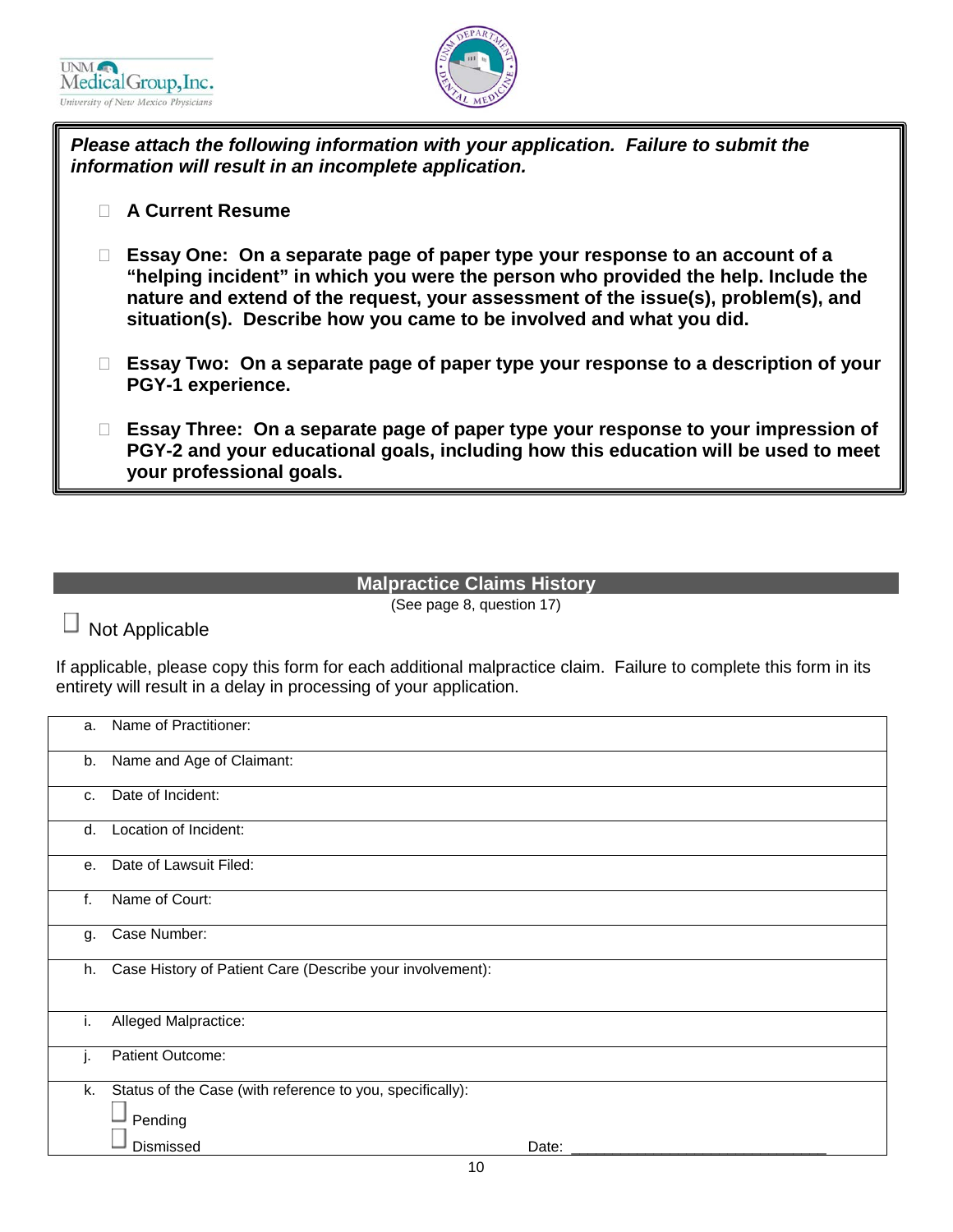***Please attach the following information with your application. Failure to submit the information will result in an incomplete application.***

- ☐ **A Current Resume**
- ☐ **Essay One: On a separate page of paper type your response to an account of a "helping incident" in which you were the person who provided the help. Include the nature and extend of the request, your assessment of the issue(s), problem(s), and situation(s). Describe how you came to be involved and what you did.**
- ☐ **Essay Two: On a separate page of paper type your response to a description of your PGY-1 experience.**
- ☐ **Essay Three: On a separate page of paper type your response to your impression of PGY-2 and your educational goals, including how this education will be used to meet your professional goals.**

## Malpractice Claims History

(See page 8, question 17)

☐ Not Applicable

If applicable, please copy this form for each additional malpractice claim. Failure to complete this form in its entirety will result in a delay in processing of your application.

| | |
|---|---|
| a. | Name of Practitioner: |
| b. | Name and Age of Claimant: |
| c. | Date of Incident: |
| d. | Location of Incident: |
| e. | Date of Lawsuit Filed: |
| f. | Name of Court: |
| g. | Case Number: |
| h. | Case History of Patient Care (Describe your involvement): |
| i. | Alleged Malpractice: |
| j. | Patient Outcome: |
| k. | Status of the Case (with reference to you, specifically):<br>☐ Pending<br>☐ Dismissed Date: ______________________________ |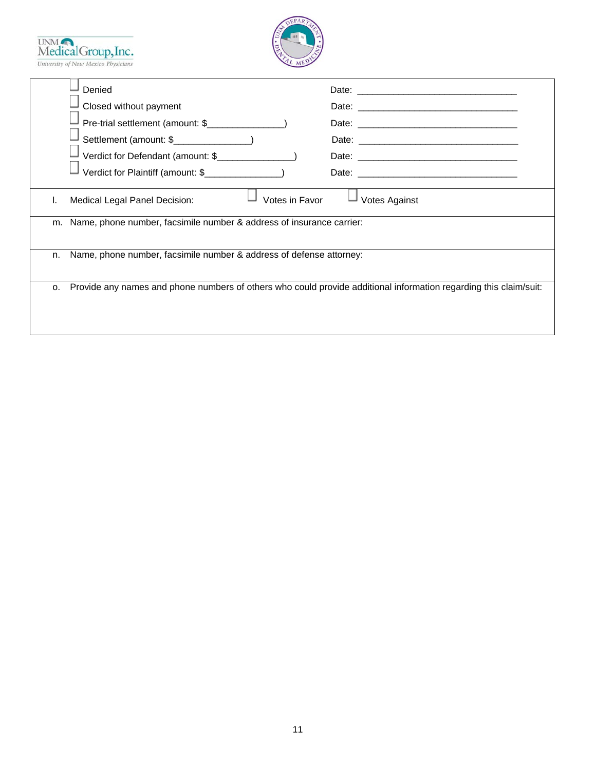| | |
|---|---|
| ☐ Denied | Date: _______________________________ |
| ☐ Closed without payment | Date: _______________________________ |
| ☐ Pre-trial settlement (amount: $_______________) | Date: _______________________________ |
| ☐ Settlement (amount: $_______________) | Date: _______________________________ |
| ☐ Verdict for Defendant (amount: $_______________) | Date: _______________________________ |
| ☐ Verdict for Plaintiff (amount: $_______________) | Date: _______________________________ |

l. Medical Legal Panel Decision: ☐ Votes in Favor ☐ Votes Against

m. Name, phone number, facsimile number & address of insurance carrier:

n. Name, phone number, facsimile number & address of defense attorney:

o. Provide any names and phone numbers of others who could provide additional information regarding this claim/suit: